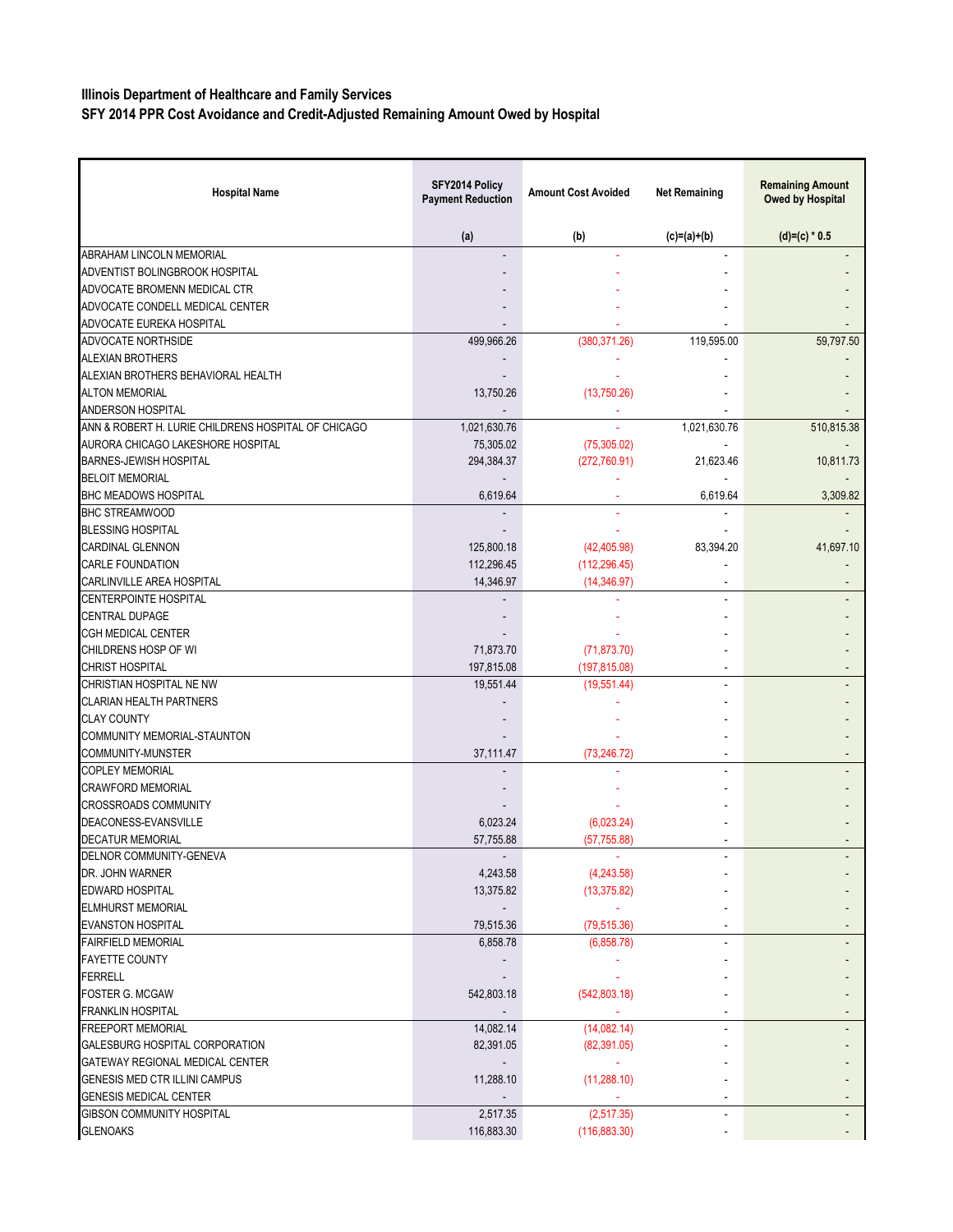**Illinois Department of Healthcare and Family Services**

**SFY 2014 PPR Cost Avoidance and Credit-Adjusted Remaining Amount Owed by Hospital**

| Hospital Name | SFY2014 Policy Payment Reduction | Amount Cost Avoided | Net Remaining | Remaining Amount Owed by Hospital |
|---|---|---|---|---|
| | (a) | (b) | (c)=(a)+(b) | (d)=(c) * 0.5 |
| ABRAHAM LINCOLN MEMORIAL | - | - | - | - |
| ADVENTIST BOLINGBROOK HOSPITAL | - | - | - | - |
| ADVOCATE BROMENN MEDICAL CTR | - | - | - | - |
| ADVOCATE CONDELL MEDICAL CENTER | - | - | - | - |
| ADVOCATE EUREKA HOSPITAL | - | - | - | - |
| ADVOCATE NORTHSIDE | 499,966.26 | (380,371.26) | 119,595.00 | 59,797.50 |
| ALEXIAN BROTHERS | - | - | - | - |
| ALEXIAN BROTHERS BEHAVIORAL HEALTH | - | - | - | - |
| ALTON MEMORIAL | 13,750.26 | (13,750.26) | - | - |
| ANDERSON HOSPITAL | - | - | - | - |
| ANN & ROBERT H. LURIE CHILDRENS HOSPITAL OF CHICAGO | 1,021,630.76 | - | 1,021,630.76 | 510,815.38 |
| AURORA CHICAGO LAKESHORE HOSPITAL | 75,305.02 | (75,305.02) | - | - |
| BARNES-JEWISH HOSPITAL | 294,384.37 | (272,760.91) | 21,623.46 | 10,811.73 |
| BELOIT MEMORIAL | - | - | - | - |
| BHC MEADOWS HOSPITAL | 6,619.64 | - | 6,619.64 | 3,309.82 |
| BHC STREAMWOOD | - | - | - | - |
| BLESSING HOSPITAL | - | - | - | - |
| CARDINAL GLENNON | 125,800.18 | (42,405.98) | 83,394.20 | 41,697.10 |
| CARLE FOUNDATION | 112,296.45 | (112,296.45) | - | - |
| CARLINVILLE AREA HOSPITAL | 14,346.97 | (14,346.97) | - | - |
| CENTERPOINTE HOSPITAL | - | - | - | - |
| CENTRAL DUPAGE | - | - | - | - |
| CGH MEDICAL CENTER | - | - | - | - |
| CHILDRENS HOSP OF WI | 71,873.70 | (71,873.70) | - | - |
| CHRIST HOSPITAL | 197,815.08 | (197,815.08) | - | - |
| CHRISTIAN HOSPITAL NE NW | 19,551.44 | (19,551.44) | - | - |
| CLARIAN HEALTH PARTNERS | - | - | - | - |
| CLAY COUNTY | - | - | - | - |
| COMMUNITY MEMORIAL-STAUNTON | - | - | - | - |
| COMMUNITY-MUNSTER | 37,111.47 | (73,246.72) | - | - |
| COPLEY MEMORIAL | - | - | - | - |
| CRAWFORD MEMORIAL | - | - | - | - |
| CROSSROADS COMMUNITY | - | - | - | - |
| DEACONESS-EVANSVILLE | 6,023.24 | (6,023.24) | - | - |
| DECATUR MEMORIAL | 57,755.88 | (57,755.88) | - | - |
| DELNOR COMMUNITY-GENEVA | - | - | - | - |
| DR. JOHN WARNER | 4,243.58 | (4,243.58) | - | - |
| EDWARD HOSPITAL | 13,375.82 | (13,375.82) | - | - |
| ELMHURST MEMORIAL | - | - | - | - |
| EVANSTON HOSPITAL | 79,515.36 | (79,515.36) | - | - |
| FAIRFIELD MEMORIAL | 6,858.78 | (6,858.78) | - | - |
| FAYETTE COUNTY | - | - | - | - |
| FERRELL | - | - | - | - |
| FOSTER G. MCGAW | 542,803.18 | (542,803.18) | - | - |
| FRANKLIN HOSPITAL | - | - | - | - |
| FREEPORT MEMORIAL | 14,082.14 | (14,082.14) | - | - |
| GALESBURG HOSPITAL CORPORATION | 82,391.05 | (82,391.05) | - | - |
| GATEWAY REGIONAL MEDICAL CENTER | - | - | - | - |
| GENESIS MED CTR ILLINI CAMPUS | 11,288.10 | (11,288.10) | - | - |
| GENESIS MEDICAL CENTER | - | - | - | - |
| GIBSON COMMUNITY HOSPITAL | 2,517.35 | (2,517.35) | - | - |
| GLENOAKS | 116,883.30 | (116,883.30) | - | - |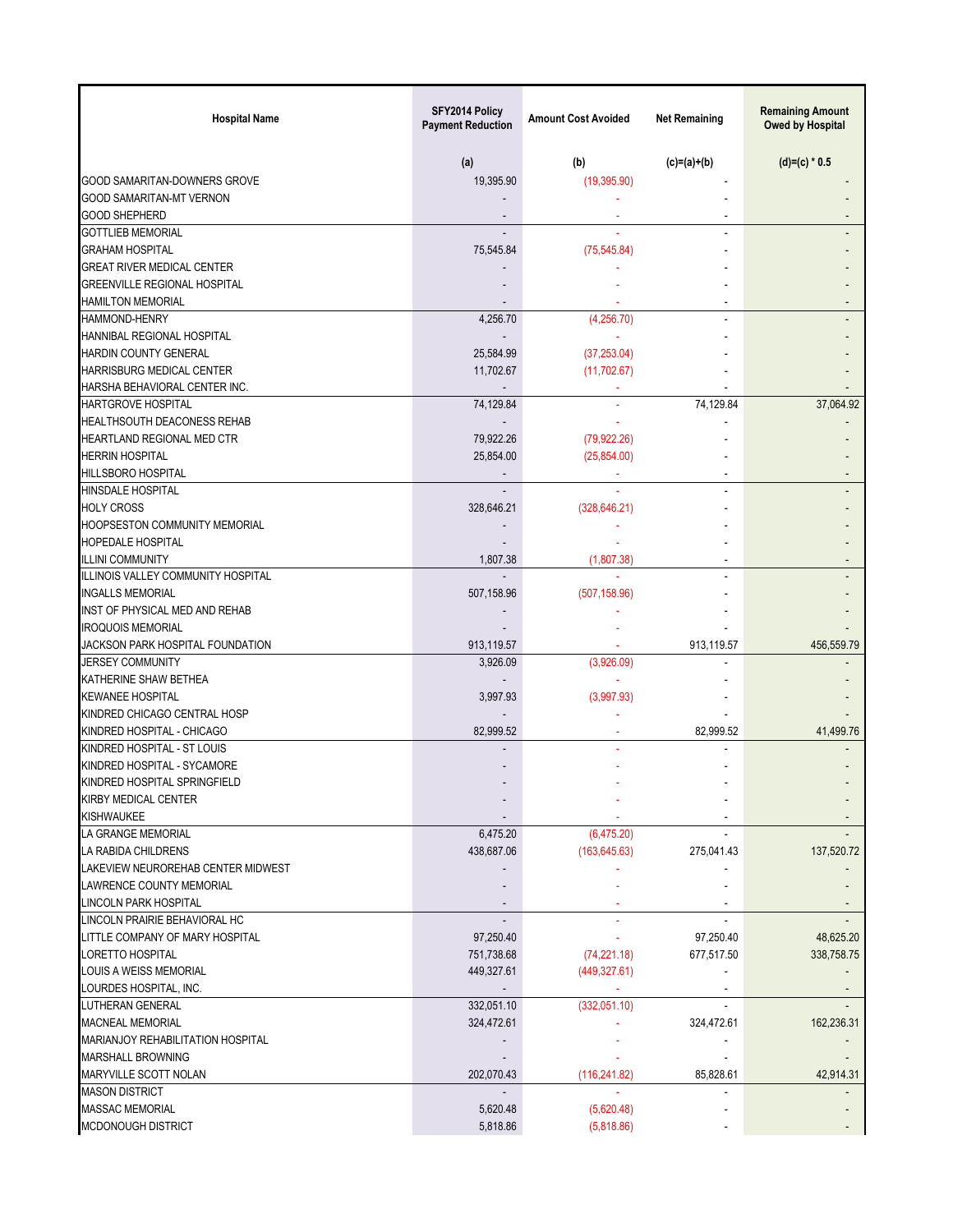| Hospital Name | SFY2014 Policy Payment Reduction | Amount Cost Avoided | Net Remaining | Remaining Amount Owed by Hospital |
|---|---|---|---|---|
| | (a) | (b) | (c)=(a)+(b) | (d)=(c) * 0.5 |
| GOOD SAMARITAN-DOWNERS GROVE | 19,395.90 | (19,395.90) | - | - |
| GOOD SAMARITAN-MT VERNON | - | - | - | - |
| GOOD SHEPHERD | - | - | - | - |
| GOTTLIEB MEMORIAL | - | - | - | - |
| GRAHAM HOSPITAL | 75,545.84 | (75,545.84) | - | - |
| GREAT RIVER MEDICAL CENTER | - | - | - | - |
| GREENVILLE REGIONAL HOSPITAL | - | - | - | - |
| HAMILTON MEMORIAL | - | - | - | - |
| HAMMOND-HENRY | 4,256.70 | (4,256.70) | - | - |
| HANNIBAL REGIONAL HOSPITAL | - | - | - | - |
| HARDIN COUNTY GENERAL | 25,584.99 | (37,253.04) | - | - |
| HARRISBURG MEDICAL CENTER | 11,702.67 | (11,702.67) | - | - |
| HARSHA BEHAVIORAL CENTER INC. | - | - | - | - |
| HARTGROVE HOSPITAL | 74,129.84 | - | 74,129.84 | 37,064.92 |
| HEALTHSOUTH DEACONESS REHAB | - | - | - | - |
| HEARTLAND REGIONAL MED CTR | 79,922.26 | (79,922.26) | - | - |
| HERRIN HOSPITAL | 25,854.00 | (25,854.00) | - | - |
| HILLSBORO HOSPITAL | - | - | - | - |
| HINSDALE HOSPITAL | - | - | - | - |
| HOLY CROSS | 328,646.21 | (328,646.21) | - | - |
| HOOPSESTON COMMUNITY MEMORIAL | - | - | - | - |
| HOPEDALE HOSPITAL | - | - | - | - |
| ILLINI COMMUNITY | 1,807.38 | (1,807.38) | - | - |
| ILLINOIS VALLEY COMMUNITY HOSPITAL | - | - | - | - |
| INGALLS MEMORIAL | 507,158.96 | (507,158.96) | - | - |
| INST OF PHYSICAL MED AND REHAB | - | - | - | - |
| IROQUOIS MEMORIAL | - | - | - | - |
| JACKSON PARK HOSPITAL FOUNDATION | 913,119.57 | - | 913,119.57 | 456,559.79 |
| JERSEY COMMUNITY | 3,926.09 | (3,926.09) | - | - |
| KATHERINE SHAW BETHEA | - | - | - | - |
| KEWANEE HOSPITAL | 3,997.93 | (3,997.93) | - | - |
| KINDRED CHICAGO CENTRAL HOSP | - | - | - | - |
| KINDRED HOSPITAL - CHICAGO | 82,999.52 | - | 82,999.52 | 41,499.76 |
| KINDRED HOSPITAL - ST LOUIS | - | - | - | - |
| KINDRED HOSPITAL - SYCAMORE | - | - | - | - |
| KINDRED HOSPITAL SPRINGFIELD | - | - | - | - |
| KIRBY MEDICAL CENTER | - | - | - | - |
| KISHWAUKEE | - | - | - | - |
| LA GRANGE MEMORIAL | 6,475.20 | (6,475.20) | - | - |
| LA RABIDA CHILDRENS | 438,687.06 | (163,645.63) | 275,041.43 | 137,520.72 |
| LAKEVIEW NEUROREHAB CENTER MIDWEST | - | - | - | - |
| LAWRENCE COUNTY MEMORIAL | - | - | - | - |
| LINCOLN PARK HOSPITAL | - | - | - | - |
| LINCOLN PRAIRIE BEHAVIORAL HC | - | - | - | - |
| LITTLE COMPANY OF MARY HOSPITAL | 97,250.40 | - | 97,250.40 | 48,625.20 |
| LORETTO HOSPITAL | 751,738.68 | (74,221.18) | 677,517.50 | 338,758.75 |
| LOUIS A WEISS MEMORIAL | 449,327.61 | (449,327.61) | - | - |
| LOURDES HOSPITAL, INC. | - | - | - | - |
| LUTHERAN GENERAL | 332,051.10 | (332,051.10) | - | - |
| MACNEAL MEMORIAL | 324,472.61 | - | 324,472.61 | 162,236.31 |
| MARIANJOY REHABILITATION HOSPITAL | - | - | - | - |
| MARSHALL BROWNING | - | - | - | - |
| MARYVILLE SCOTT NOLAN | 202,070.43 | (116,241.82) | 85,828.61 | 42,914.31 |
| MASON DISTRICT | - | - | - | - |
| MASSAC MEMORIAL | 5,620.48 | (5,620.48) | - | - |
| MCDONOUGH DISTRICT | 5,818.86 | (5,818.86) | - | - |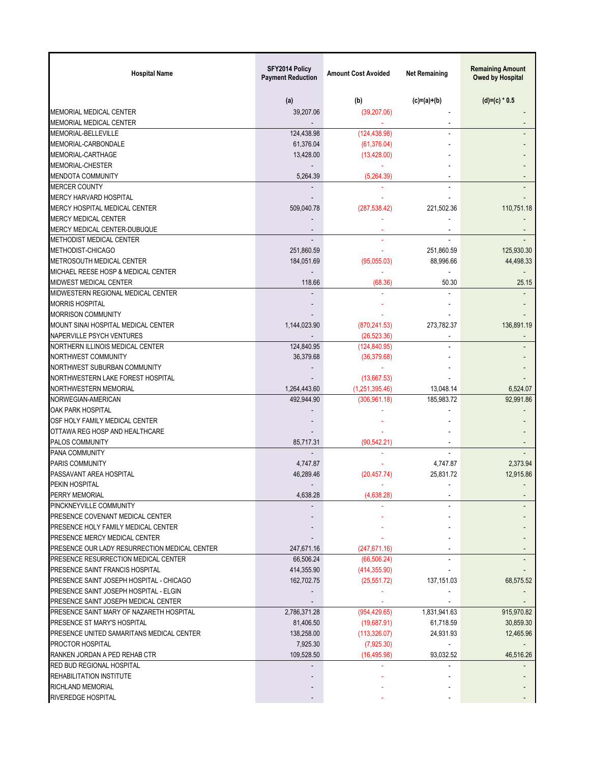| Hospital Name | SFY2014 Policy Payment Reduction | Amount Cost Avoided | Net Remaining | Remaining Amount Owed by Hospital |
|---|---|---|---|---|
| | (a) | (b) | (c)=(a)+(b) | (d)=(c) * 0.5 |
| MEMORIAL MEDICAL CENTER | 39,207.06 | (39,207.06) | - | - |
| MEMORIAL MEDICAL CENTER | - | - | - | - |
| MEMORIAL-BELLEVILLE | 124,438.98 | (124,438.98) | - | - |
| MEMORIAL-CARBONDALE | 61,376.04 | (61,376.04) | - | - |
| MEMORIAL-CARTHAGE | 13,428.00 | (13,428.00) | - | - |
| MEMORIAL-CHESTER | - | - | - | - |
| MENDOTA COMMUNITY | 5,264.39 | (5,264.39) | - | - |
| MERCER COUNTY | - | - | - | - |
| MERCY HARVARD HOSPITAL | - | - | - | - |
| MERCY HOSPITAL MEDICAL CENTER | 509,040.78 | (287,538.42) | 221,502.36 | 110,751.18 |
| MERCY MEDICAL CENTER | - | - | - | - |
| MERCY MEDICAL CENTER-DUBUQUE | - | - | - | - |
| METHODIST MEDICAL CENTER | - | - | - | - |
| METHODIST-CHICAGO | 251,860.59 | - | 251,860.59 | 125,930.30 |
| METROSOUTH MEDICAL CENTER | 184,051.69 | (95,055.03) | 88,996.66 | 44,498.33 |
| MICHAEL REESE HOSP & MEDICAL CENTER | - | - | - | - |
| MIDWEST MEDICAL CENTER | 118.66 | (68.36) | 50.30 | 25.15 |
| MIDWESTERN REGIONAL MEDICAL CENTER | - | - | - | - |
| MORRIS HOSPITAL | - | - | - | - |
| MORRISON COMMUNITY | - | - | - | - |
| MOUNT SINAI HOSPITAL MEDICAL CENTER | 1,144,023.90 | (870,241.53) | 273,782.37 | 136,891.19 |
| NAPERVILLE PSYCH VENTURES | - | (26,523.36) | - | - |
| NORTHERN ILLINOIS MEDICAL CENTER | 124,840.95 | (124,840.95) | - | - |
| NORTHWEST COMMUNITY | 36,379.68 | (36,379.68) | - | - |
| NORTHWEST SUBURBAN COMMUNITY | - | - | - | - |
| NORTHWESTERN LAKE FOREST HOSPITAL | - | (13,667.53) | - | - |
| NORTHWESTERN MEMORIAL | 1,264,443.60 | (1,251,395.46) | 13,048.14 | 6,524.07 |
| NORWEGIAN-AMERICAN | 492,944.90 | (306,961.18) | 185,983.72 | 92,991.86 |
| OAK PARK HOSPITAL | - | - | - | - |
| OSF HOLY FAMILY MEDICAL CENTER | - | - | - | - |
| OTTAWA REG HOSP AND HEALTHCARE | - | - | - | - |
| PALOS COMMUNITY | 85,717.31 | (90,542.21) | - | - |
| PANA COMMUNITY | - | - | - | - |
| PARIS COMMUNITY | 4,747.87 | - | 4,747.87 | 2,373.94 |
| PASSAVANT AREA HOSPITAL | 46,289.46 | (20,457.74) | 25,831.72 | 12,915.86 |
| PEKIN HOSPITAL | - | - | - | - |
| PERRY MEMORIAL | 4,638.28 | (4,638.28) | - | - |
| PINCKNEYVILLE COMMUNITY | - | - | - | - |
| PRESENCE COVENANT MEDICAL CENTER | - | - | - | - |
| PRESENCE HOLY FAMILY MEDICAL CENTER | - | - | - | - |
| PRESENCE MERCY MEDICAL CENTER | - | - | - | - |
| PRESENCE OUR LADY RESURRECTION MEDICAL CENTER | 247,671.16 | (247,671.16) | - | - |
| PRESENCE RESURRECTION MEDICAL CENTER | 66,506.24 | (66,506.24) | - | - |
| PRESENCE SAINT FRANCIS HOSPITAL | 414,355.90 | (414,355.90) | - | - |
| PRESENCE SAINT JOSEPH HOSPITAL - CHICAGO | 162,702.75 | (25,551.72) | 137,151.03 | 68,575.52 |
| PRESENCE SAINT JOSEPH HOSPITAL - ELGIN | - | - | - | - |
| PRESENCE SAINT JOSEPH MEDICAL CENTER | - | - | - | - |
| PRESENCE SAINT MARY OF NAZARETH HOSPITAL | 2,786,371.28 | (954,429.65) | 1,831,941.63 | 915,970.82 |
| PRESENCE ST MARY'S HOSPITAL | 81,406.50 | (19,687.91) | 61,718.59 | 30,859.30 |
| PRESENCE UNITED SAMARITANS MEDICAL CENTER | 138,258.00 | (113,326.07) | 24,931.93 | 12,465.96 |
| PROCTOR HOSPITAL | 7,925.30 | (7,925.30) | - | - |
| RANKEN JORDAN A PED REHAB CTR | 109,528.50 | (16,495.98) | 93,032.52 | 46,516.26 |
| RED BUD REGIONAL HOSPITAL | - | - | - | - |
| REHABILITATION INSTITUTE | - | - | - | - |
| RICHLAND MEMORIAL | - | - | - | - |
| RIVEREDGE HOSPITAL | - | - | - | - |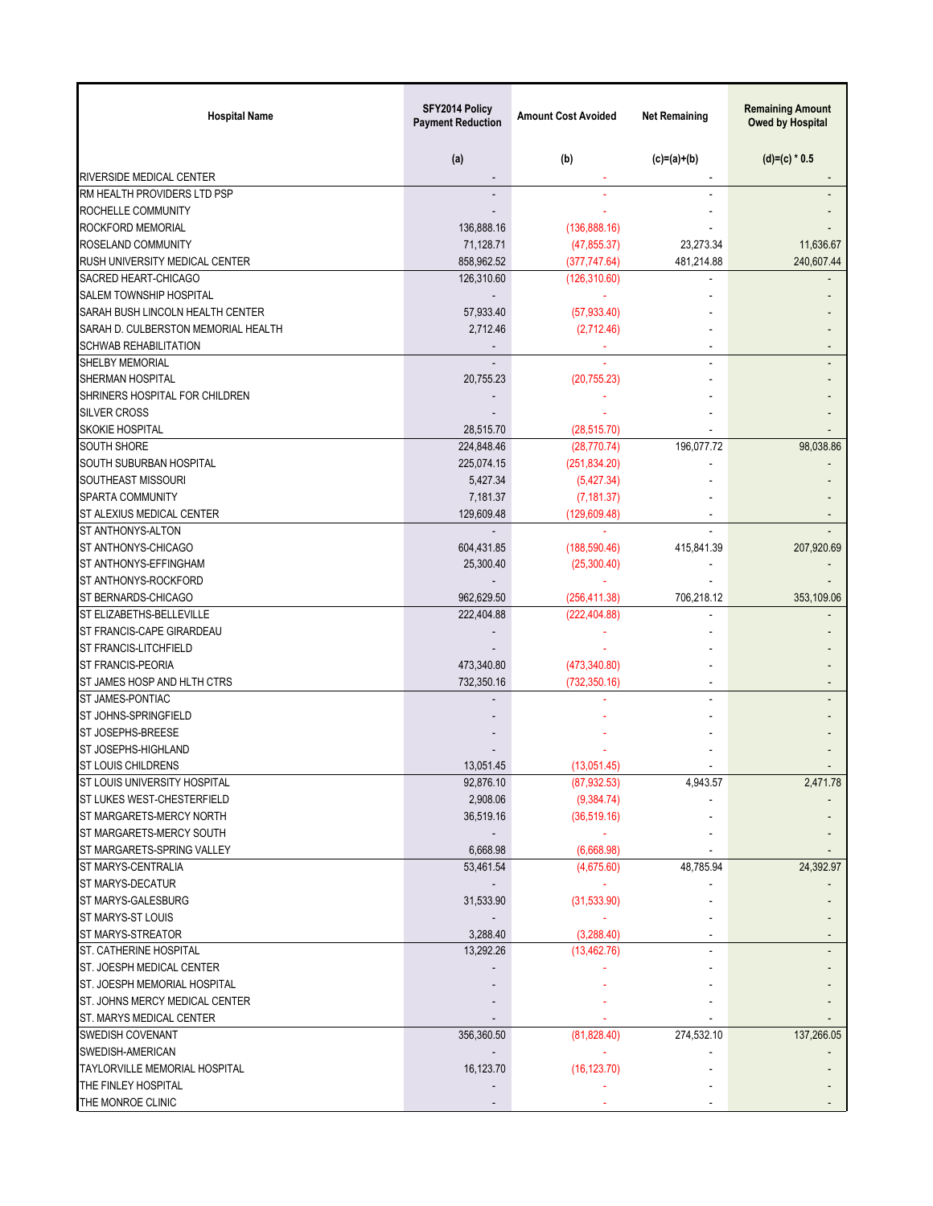| Hospital Name | SFY2014 Policy Payment Reduction | Amount Cost Avoided | Net Remaining | Remaining Amount Owed by Hospital |
|---|---|---|---|---|
| | (a) | (b) | (c)=(a)+(b) | (d)=(c) * 0.5 |
| RIVERSIDE MEDICAL CENTER | - | - | - | - |
| RM HEALTH PROVIDERS LTD PSP | - | - | - | - |
| ROCHELLE COMMUNITY | - | - | - | - |
| ROCKFORD MEMORIAL | 136,888.16 | (136,888.16) | - | - |
| ROSELAND COMMUNITY | 71,128.71 | (47,855.37) | 23,273.34 | 11,636.67 |
| RUSH UNIVERSITY MEDICAL CENTER | 858,962.52 | (377,747.64) | 481,214.88 | 240,607.44 |
| SACRED HEART-CHICAGO | 126,310.60 | (126,310.60) | - | - |
| SALEM TOWNSHIP HOSPITAL | - | - | - | - |
| SARAH BUSH LINCOLN HEALTH CENTER | 57,933.40 | (57,933.40) | - | - |
| SARAH D. CULBERSTON MEMORIAL HEALTH | 2,712.46 | (2,712.46) | - | - |
| SCHWAB REHABILITATION | - | - | - | - |
| SHELBY MEMORIAL | - | - | - | - |
| SHERMAN HOSPITAL | 20,755.23 | (20,755.23) | - | - |
| SHRINERS HOSPITAL FOR CHILDREN | - | - | - | - |
| SILVER CROSS | - | - | - | - |
| SKOKIE HOSPITAL | 28,515.70 | (28,515.70) | - | - |
| SOUTH SHORE | 224,848.46 | (28,770.74) | 196,077.72 | 98,038.86 |
| SOUTH SUBURBAN HOSPITAL | 225,074.15 | (251,834.20) | - | - |
| SOUTHEAST MISSOURI | 5,427.34 | (5,427.34) | - | - |
| SPARTA COMMUNITY | 7,181.37 | (7,181.37) | - | - |
| ST ALEXIUS MEDICAL CENTER | 129,609.48 | (129,609.48) | - | - |
| ST ANTHONYS-ALTON | - | - | - | - |
| ST ANTHONYS-CHICAGO | 604,431.85 | (188,590.46) | 415,841.39 | 207,920.69 |
| ST ANTHONYS-EFFINGHAM | 25,300.40 | (25,300.40) | - | - |
| ST ANTHONYS-ROCKFORD | - | - | - | - |
| ST BERNARDS-CHICAGO | 962,629.50 | (256,411.38) | 706,218.12 | 353,109.06 |
| ST ELIZABETHS-BELLEVILLE | 222,404.88 | (222,404.88) | - | - |
| ST FRANCIS-CAPE GIRARDEAU | - | - | - | - |
| ST FRANCIS-LITCHFIELD | - | - | - | - |
| ST FRANCIS-PEORIA | 473,340.80 | (473,340.80) | - | - |
| ST JAMES HOSP AND HLTH CTRS | 732,350.16 | (732,350.16) | - | - |
| ST JAMES-PONTIAC | - | - | - | - |
| ST JOHNS-SPRINGFIELD | - | - | - | - |
| ST JOSEPHS-BREESE | - | - | - | - |
| ST JOSEPHS-HIGHLAND | - | - | - | - |
| ST LOUIS CHILDRENS | 13,051.45 | (13,051.45) | - | - |
| ST LOUIS UNIVERSITY HOSPITAL | 92,876.10 | (87,932.53) | 4,943.57 | 2,471.78 |
| ST LUKES WEST-CHESTERFIELD | 2,908.06 | (9,384.74) | - | - |
| ST MARGARETS-MERCY NORTH | 36,519.16 | (36,519.16) | - | - |
| ST MARGARETS-MERCY SOUTH | - | - | - | - |
| ST MARGARETS-SPRING VALLEY | 6,668.98 | (6,668.98) | - | - |
| ST MARYS-CENTRALIA | 53,461.54 | (4,675.60) | 48,785.94 | 24,392.97 |
| ST MARYS-DECATUR | - | - | - | - |
| ST MARYS-GALESBURG | 31,533.90 | (31,533.90) | - | - |
| ST MARYS-ST LOUIS | - | - | - | - |
| ST MARYS-STREATOR | 3,288.40 | (3,288.40) | - | - |
| ST. CATHERINE HOSPITAL | 13,292.26 | (13,462.76) | - | - |
| ST. JOESPH MEDICAL CENTER | - | - | - | - |
| ST. JOESPH MEMORIAL HOSPITAL | - | - | - | - |
| ST. JOHNS MERCY MEDICAL CENTER | - | - | - | - |
| ST. MARYS MEDICAL CENTER | - | - | - | - |
| SWEDISH COVENANT | 356,360.50 | (81,828.40) | 274,532.10 | 137,266.05 |
| SWEDISH-AMERICAN | - | - | - | - |
| TAYLORVILLE MEMORIAL HOSPITAL | 16,123.70 | (16,123.70) | - | - |
| THE FINLEY HOSPITAL | - | - | - | - |
| THE MONROE CLINIC | - | - | - | - |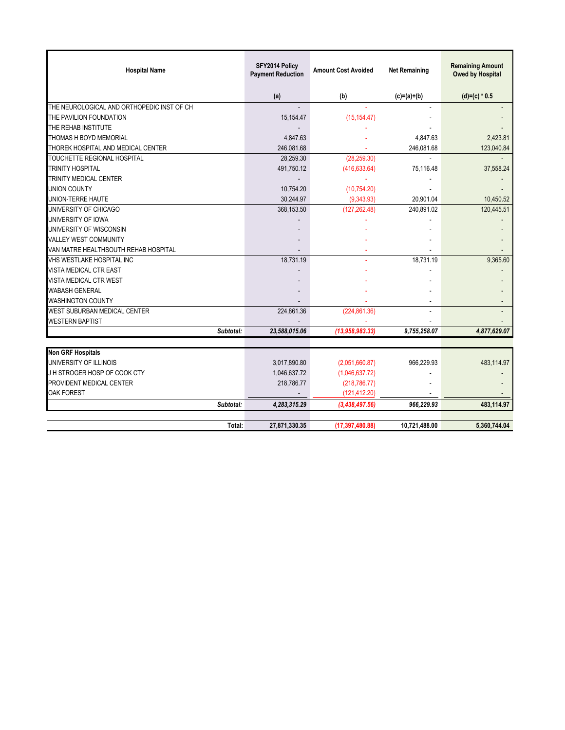| Hospital Name | SFY2014 Policy Payment Reduction | Amount Cost Avoided | Net Remaining | Remaining Amount Owed by Hospital |
|---|---|---|---|---|
| | (a) | (b) | (c)=(a)+(b) | (d)=(c) * 0.5 |
| THE NEUROLOGICAL AND ORTHOPEDIC INST OF CH | - | - | - | - |
| THE PAVILION FOUNDATION | 15,154.47 | (15,154.47) | - | - |
| THE REHAB INSTITUTE | - | - | - | - |
| THOMAS H BOYD MEMORIAL | 4,847.63 | - | 4,847.63 | 2,423.81 |
| THOREK HOSPITAL AND MEDICAL CENTER | 246,081.68 | - | 246,081.68 | 123,040.84 |
| TOUCHETTE REGIONAL HOSPITAL | 28,259.30 | (28,259.30) | - | - |
| TRINITY HOSPITAL | 491,750.12 | (416,633.64) | 75,116.48 | 37,558.24 |
| TRINITY MEDICAL CENTER | - | - | - | - |
| UNION COUNTY | 10,754.20 | (10,754.20) | - | - |
| UNION-TERRE HAUTE | 30,244.97 | (9,343.93) | 20,901.04 | 10,450.52 |
| UNIVERSITY OF CHICAGO | 368,153.50 | (127,262.48) | 240,891.02 | 120,445.51 |
| UNIVERSITY OF IOWA | - | - | - | - |
| UNIVERSITY OF WISCONSIN | - | - | - | - |
| VALLEY WEST COMMUNITY | - | - | - | - |
| VAN MATRE HEALTHSOUTH REHAB HOSPITAL | - | - | - | - |
| VHS WESTLAKE HOSPITAL INC | 18,731.19 | - | 18,731.19 | 9,365.60 |
| VISTA MEDICAL CTR EAST | - | - | - | - |
| VISTA MEDICAL CTR WEST | - | - | - | - |
| WABASH GENERAL | - | - | - | - |
| WASHINGTON COUNTY | - | - | - | - |
| WEST SUBURBAN MEDICAL CENTER | 224,861.36 | (224,861.36) | - | - |
| WESTERN BAPTIST | - | - | - | - |
| ***Subtotal:*** | ***23,588,015.06*** | ***(13,958,983.33)*** | ***9,755,258.07*** | ***4,877,629.07*** |
| **Non GRF Hospitals** | | | | |
| UNIVERSITY OF ILLINOIS | 3,017,890.80 | (2,051,660.87) | 966,229.93 | 483,114.97 |
| J H STROGER HOSP OF COOK CTY | 1,046,637.72 | (1,046,637.72) | - | - |
| PROVIDENT MEDICAL CENTER | 218,786.77 | (218,786.77) | - | - |
| OAK FOREST | - | (121,412.20) | - | - |
| ***Subtotal:*** | ***4,283,315.29*** | ***(3,438,497.56)*** | ***966,229.93*** | **483,114.97** |
| **Total:** | **27,871,330.35** | **(17,397,480.88)** | **10,721,488.00** | **5,360,744.04** |